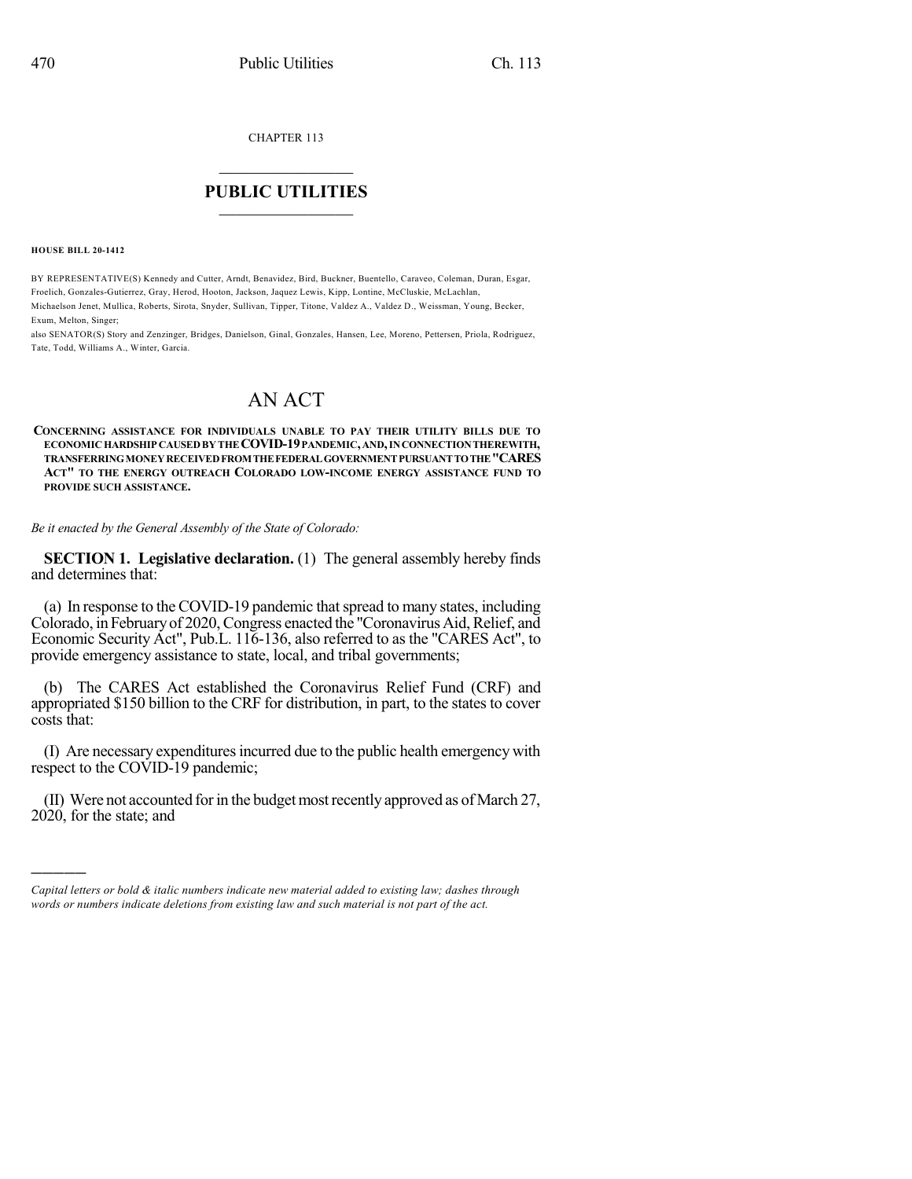CHAPTER 113

# PUBLIC UTILITIES

**HOUSE BILL 20-1412**

BY REPRESENTATIVE(S) Kennedy and Cutter, Arndt, Benavidez, Bird, Buckner, Buentello, Caraveo, Coleman, Duran, Esgar, Froelich, Gonzales-Gutierrez, Gray, Herod, Hooton, Jackson, Jaquez Lewis, Kipp, Lontine, McCluskie, McLachlan, Michaelson Jenet, Mullica, Roberts, Sirota, Snyder, Sullivan, Tipper, Titone, Valdez A., Valdez D., Weissman, Young, Becker, Exum, Melton, Singer;
also SENATOR(S) Story and Zenzinger, Bridges, Danielson, Ginal, Gonzales, Hansen, Lee, Moreno, Pettersen, Priola, Rodriguez, Tate, Todd, Williams A., Winter, Garcia.

# AN ACT

**CONCERNING ASSISTANCE FOR INDIVIDUALS UNABLE TO PAY THEIR UTILITY BILLS DUE TO ECONOMIC HARDSHIP CAUSED BY THE COVID-19 PANDEMIC, AND, IN CONNECTION THEREWITH, TRANSFERRING MONEY RECEIVED FROM THE FEDERAL GOVERNMENT PURSUANT TO THE "CARES ACT" TO THE ENERGY OUTREACH COLORADO LOW-INCOME ENERGY ASSISTANCE FUND TO PROVIDE SUCH ASSISTANCE.**

*Be it enacted by the General Assembly of the State of Colorado:*

**SECTION 1. Legislative declaration.** (1) The general assembly hereby finds and determines that:

(a) In response to the COVID-19 pandemic that spread to many states, including Colorado, in February of 2020, Congress enacted the "Coronavirus Aid, Relief, and Economic Security Act", Pub.L. 116-136, also referred to as the "CARES Act", to provide emergency assistance to state, local, and tribal governments;

(b) The CARES Act established the Coronavirus Relief Fund (CRF) and appropriated $150 billion to the CRF for distribution, in part, to the states to cover costs that:

(I) Are necessary expenditures incurred due to the public health emergency with respect to the COVID-19 pandemic;

(II) Were not accounted for in the budget most recently approved as of March 27, 2020, for the state; and

*Capital letters or bold & italic numbers indicate new material added to existing law; dashes through words or numbers indicate deletions from existing law and such material is not part of the act.*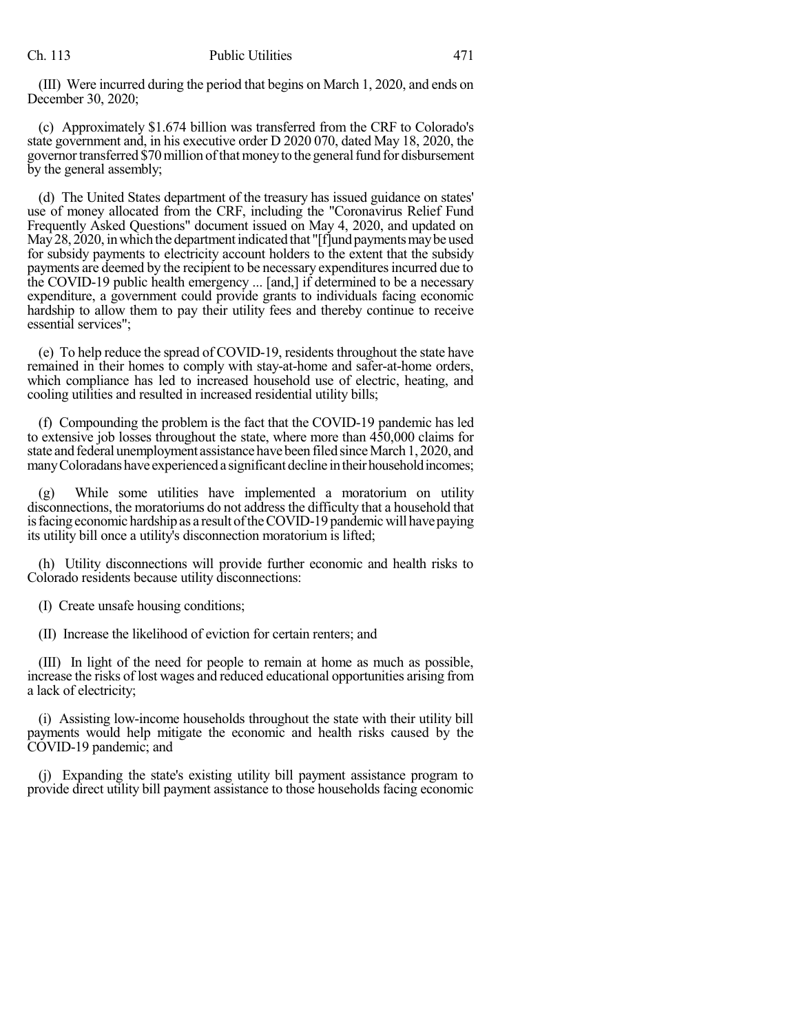(III) Were incurred during the period that begins on March 1, 2020, and ends on December 30, 2020;

(c) Approximately $1.674 billion was transferred from the CRF to Colorado's state government and, in his executive order D 2020 070, dated May 18, 2020, the governor transferred $70 million of that money to the general fund for disbursement by the general assembly;

(d) The United States department of the treasury has issued guidance on states' use of money allocated from the CRF, including the "Coronavirus Relief Fund Frequently Asked Questions" document issued on May 4, 2020, and updated on May 28, 2020, in which the department indicated that "[f]und payments may be used for subsidy payments to electricity account holders to the extent that the subsidy payments are deemed by the recipient to be necessary expenditures incurred due to the COVID-19 public health emergency ... [and,] if determined to be a necessary expenditure, a government could provide grants to individuals facing economic hardship to allow them to pay their utility fees and thereby continue to receive essential services";

(e) To help reduce the spread of COVID-19, residents throughout the state have remained in their homes to comply with stay-at-home and safer-at-home orders, which compliance has led to increased household use of electric, heating, and cooling utilities and resulted in increased residential utility bills;

(f) Compounding the problem is the fact that the COVID-19 pandemic has led to extensive job losses throughout the state, where more than 450,000 claims for state and federal unemployment assistance have been filed since March 1, 2020, and many Coloradans have experienced a significant decline in their household incomes;

(g) While some utilities have implemented a moratorium on utility disconnections, the moratoriums do not address the difficulty that a household that is facing economic hardship as a result of the COVID-19 pandemic will have paying its utility bill once a utility's disconnection moratorium is lifted;

(h) Utility disconnections will provide further economic and health risks to Colorado residents because utility disconnections:

(I) Create unsafe housing conditions;

(II) Increase the likelihood of eviction for certain renters; and

(III) In light of the need for people to remain at home as much as possible, increase the risks of lost wages and reduced educational opportunities arising from a lack of electricity;

(i) Assisting low-income households throughout the state with their utility bill payments would help mitigate the economic and health risks caused by the COVID-19 pandemic; and

(j) Expanding the state's existing utility bill payment assistance program to provide direct utility bill payment assistance to those households facing economic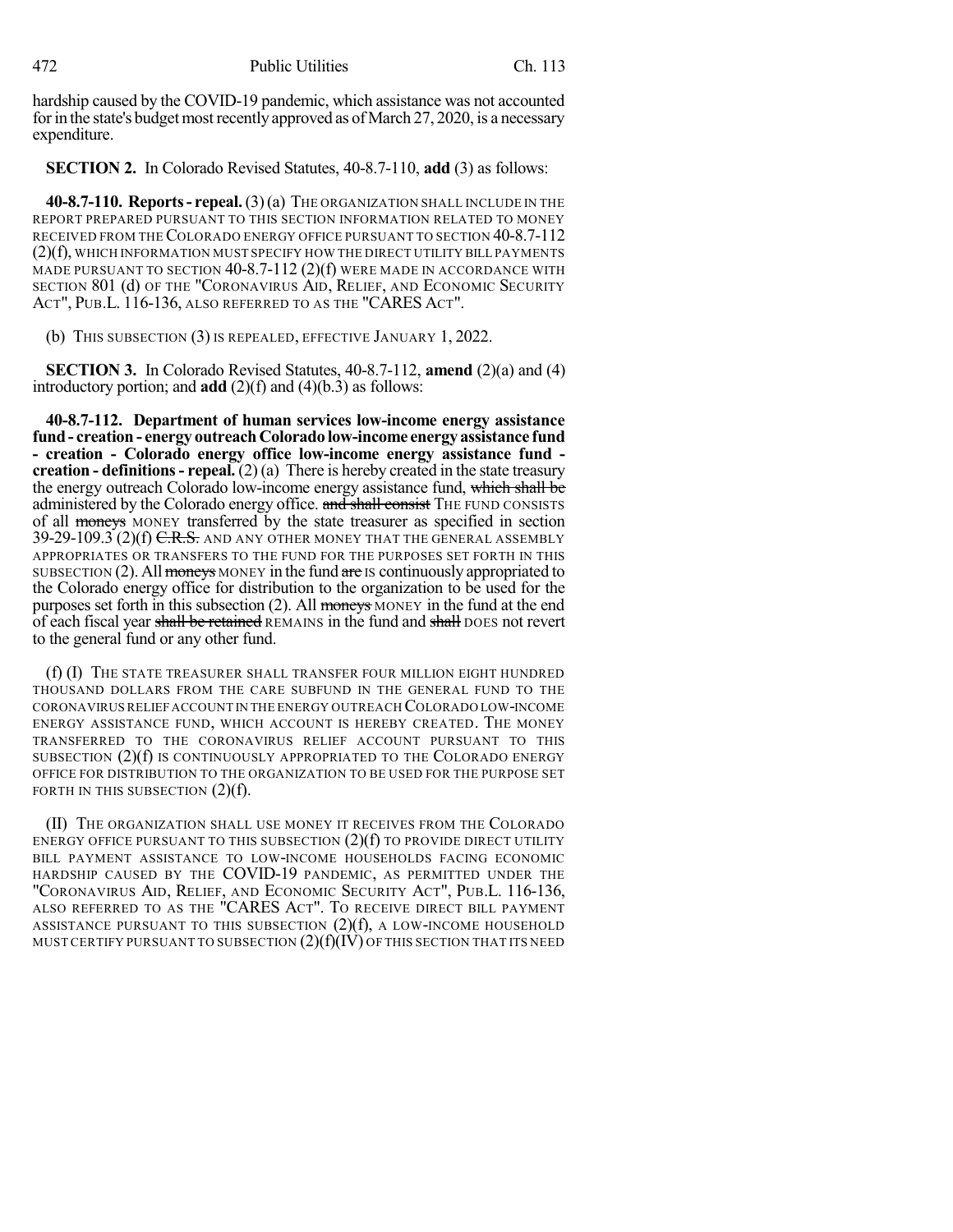hardship caused by the COVID-19 pandemic, which assistance was not accounted for in the state's budget most recently approved as of March 27, 2020, is a necessary expenditure.

**SECTION 2.** In Colorado Revised Statutes, 40-8.7-110, **add** (3) as follows:

**40-8.7-110. Reports - repeal.** (3) (a) THE ORGANIZATION SHALL INCLUDE IN THE REPORT PREPARED PURSUANT TO THIS SECTION INFORMATION RELATED TO MONEY RECEIVED FROM THE COLORADO ENERGY OFFICE PURSUANT TO SECTION 40-8.7-112 (2)(f), WHICH INFORMATION MUST SPECIFY HOW THE DIRECT UTILITY BILL PAYMENTS MADE PURSUANT TO SECTION 40-8.7-112 (2)(f) WERE MADE IN ACCORDANCE WITH SECTION 801 (d) OF THE "CORONAVIRUS AID, RELIEF, AND ECONOMIC SECURITY ACT", PUB.L. 116-136, ALSO REFERRED TO AS THE "CARES ACT".

(b) THIS SUBSECTION (3) IS REPEALED, EFFECTIVE JANUARY 1, 2022.

**SECTION 3.** In Colorado Revised Statutes, 40-8.7-112, **amend** (2)(a) and (4) introductory portion; and **add** (2)(f) and (4)(b.3) as follows:

**40-8.7-112. Department of human services low-income energy assistance fund - creation - energy outreach Colorado low-income energy assistance fund - creation - Colorado energy office low-income energy assistance fund - creation - definitions - repeal.** (2) (a) There is hereby created in the state treasury the energy outreach Colorado low-income energy assistance fund, ~~which shall be~~ administered by the Colorado energy office. ~~and shall consist~~ THE FUND CONSISTS of all ~~moneys~~ MONEY transferred by the state treasurer as specified in section 39-29-109.3 (2)(f) ~~C.R.S.~~ AND ANY OTHER MONEY THAT THE GENERAL ASSEMBLY APPROPRIATES OR TRANSFERS TO THE FUND FOR THE PURPOSES SET FORTH IN THIS SUBSECTION (2). All ~~moneys~~ MONEY in the fund ~~are~~ IS continuously appropriated to the Colorado energy office for distribution to the organization to be used for the purposes set forth in this subsection (2). All ~~moneys~~ MONEY in the fund at the end of each fiscal year ~~shall be retained~~ REMAINS in the fund and ~~shall~~ DOES not revert to the general fund or any other fund.

(f) (I) THE STATE TREASURER SHALL TRANSFER FOUR MILLION EIGHT HUNDRED THOUSAND DOLLARS FROM THE CARE SUBFUND IN THE GENERAL FUND TO THE CORONAVIRUS RELIEF ACCOUNT IN THE ENERGY OUTREACH COLORADO LOW-INCOME ENERGY ASSISTANCE FUND, WHICH ACCOUNT IS HEREBY CREATED. THE MONEY TRANSFERRED TO THE CORONAVIRUS RELIEF ACCOUNT PURSUANT TO THIS SUBSECTION (2)(f) IS CONTINUOUSLY APPROPRIATED TO THE COLORADO ENERGY OFFICE FOR DISTRIBUTION TO THE ORGANIZATION TO BE USED FOR THE PURPOSE SET FORTH IN THIS SUBSECTION (2)(f).

(II) THE ORGANIZATION SHALL USE MONEY IT RECEIVES FROM THE COLORADO ENERGY OFFICE PURSUANT TO THIS SUBSECTION (2)(f) TO PROVIDE DIRECT UTILITY BILL PAYMENT ASSISTANCE TO LOW-INCOME HOUSEHOLDS FACING ECONOMIC HARDSHIP CAUSED BY THE COVID-19 PANDEMIC, AS PERMITTED UNDER THE "CORONAVIRUS AID, RELIEF, AND ECONOMIC SECURITY ACT", PUB.L. 116-136, ALSO REFERRED TO AS THE "CARES ACT". TO RECEIVE DIRECT BILL PAYMENT ASSISTANCE PURSUANT TO THIS SUBSECTION (2)(f), A LOW-INCOME HOUSEHOLD MUST CERTIFY PURSUANT TO SUBSECTION (2)(f)(IV) OF THIS SECTION THAT ITS NEED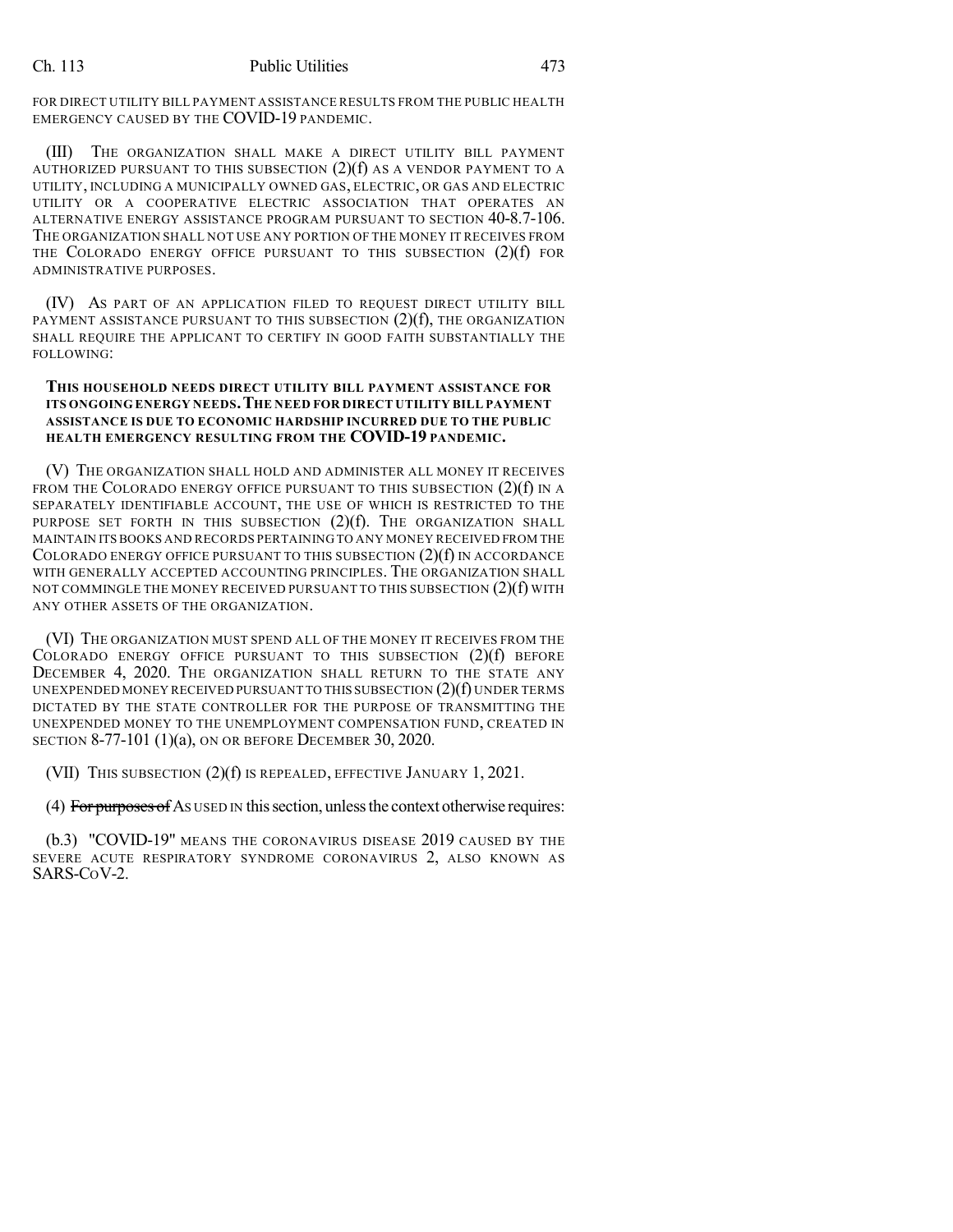FOR DIRECT UTILITY BILL PAYMENT ASSISTANCE RESULTS FROM THE PUBLIC HEALTH EMERGENCY CAUSED BY THE COVID-19 PANDEMIC.

(III) THE ORGANIZATION SHALL MAKE A DIRECT UTILITY BILL PAYMENT AUTHORIZED PURSUANT TO THIS SUBSECTION (2)(f) AS A VENDOR PAYMENT TO A UTILITY, INCLUDING A MUNICIPALLY OWNED GAS, ELECTRIC, OR GAS AND ELECTRIC UTILITY OR A COOPERATIVE ELECTRIC ASSOCIATION THAT OPERATES AN ALTERNATIVE ENERGY ASSISTANCE PROGRAM PURSUANT TO SECTION 40-8.7-106. THE ORGANIZATION SHALL NOT USE ANY PORTION OF THE MONEY IT RECEIVES FROM THE COLORADO ENERGY OFFICE PURSUANT TO THIS SUBSECTION (2)(f) FOR ADMINISTRATIVE PURPOSES.

(IV) AS PART OF AN APPLICATION FILED TO REQUEST DIRECT UTILITY BILL PAYMENT ASSISTANCE PURSUANT TO THIS SUBSECTION (2)(f), THE ORGANIZATION SHALL REQUIRE THE APPLICANT TO CERTIFY IN GOOD FAITH SUBSTANTIALLY THE FOLLOWING:

**THIS HOUSEHOLD NEEDS DIRECT UTILITY BILL PAYMENT ASSISTANCE FOR ITS ONGOING ENERGY NEEDS. THE NEED FOR DIRECT UTILITY BILL PAYMENT ASSISTANCE IS DUE TO ECONOMIC HARDSHIP INCURRED DUE TO THE PUBLIC HEALTH EMERGENCY RESULTING FROM THE COVID-19 PANDEMIC.**

(V) THE ORGANIZATION SHALL HOLD AND ADMINISTER ALL MONEY IT RECEIVES FROM THE COLORADO ENERGY OFFICE PURSUANT TO THIS SUBSECTION (2)(f) IN A SEPARATELY IDENTIFIABLE ACCOUNT, THE USE OF WHICH IS RESTRICTED TO THE PURPOSE SET FORTH IN THIS SUBSECTION (2)(f). THE ORGANIZATION SHALL MAINTAIN ITS BOOKS AND RECORDS PERTAINING TO ANY MONEY RECEIVED FROM THE COLORADO ENERGY OFFICE PURSUANT TO THIS SUBSECTION (2)(f) IN ACCORDANCE WITH GENERALLY ACCEPTED ACCOUNTING PRINCIPLES. THE ORGANIZATION SHALL NOT COMMINGLE THE MONEY RECEIVED PURSUANT TO THIS SUBSECTION (2)(f) WITH ANY OTHER ASSETS OF THE ORGANIZATION.

(VI) THE ORGANIZATION MUST SPEND ALL OF THE MONEY IT RECEIVES FROM THE COLORADO ENERGY OFFICE PURSUANT TO THIS SUBSECTION (2)(f) BEFORE DECEMBER 4, 2020. THE ORGANIZATION SHALL RETURN TO THE STATE ANY UNEXPENDED MONEY RECEIVED PURSUANT TO THIS SUBSECTION (2)(f) UNDER TERMS DICTATED BY THE STATE CONTROLLER FOR THE PURPOSE OF TRANSMITTING THE UNEXPENDED MONEY TO THE UNEMPLOYMENT COMPENSATION FUND, CREATED IN SECTION 8-77-101 (1)(a), ON OR BEFORE DECEMBER 30, 2020.

(VII) THIS SUBSECTION (2)(f) IS REPEALED, EFFECTIVE JANUARY 1, 2021.

(4) ~~For purposes of~~ AS USED IN this section, unless the context otherwise requires:

(b.3) "COVID-19" MEANS THE CORONAVIRUS DISEASE 2019 CAUSED BY THE SEVERE ACUTE RESPIRATORY SYNDROME CORONAVIRUS 2, ALSO KNOWN AS SARS-COV-2.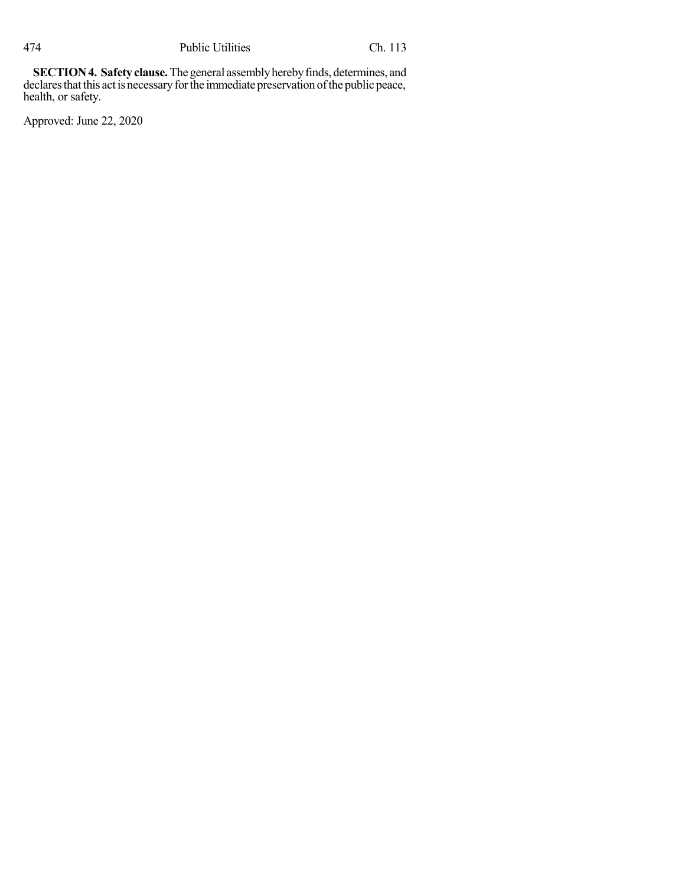**SECTION 4. Safety clause.** The general assembly hereby finds, determines, and declares that this act is necessary for the immediate preservation of the public peace, health, or safety.

Approved: June 22, 2020